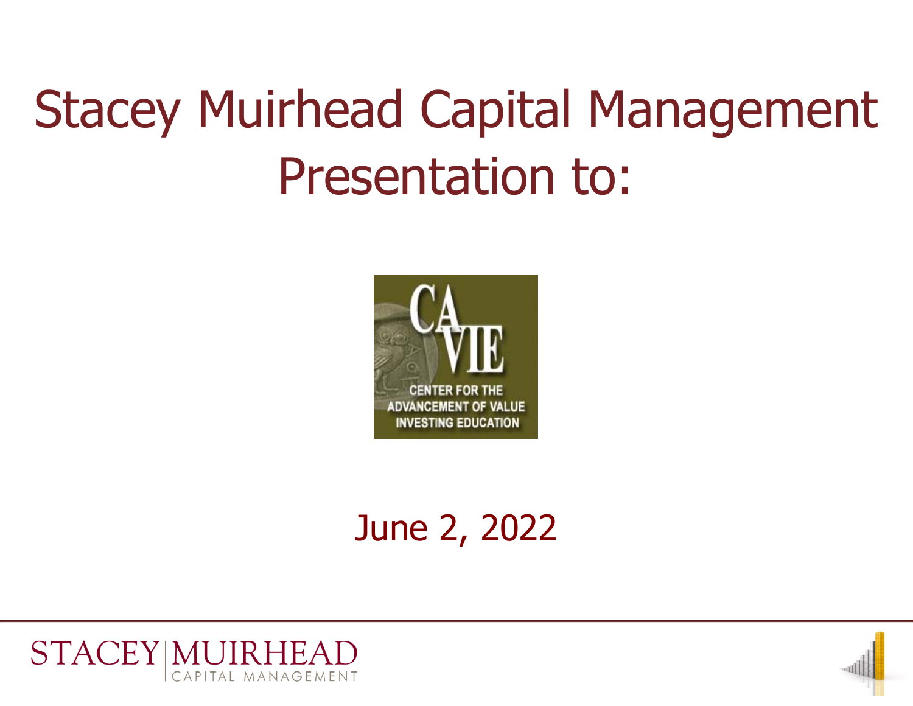# Stacey Muirhead Capital Management Presentation to:

CENTER FOR THE ADVANCEMENT OF VALUE INVESTING EDUCATION

June 2, 2022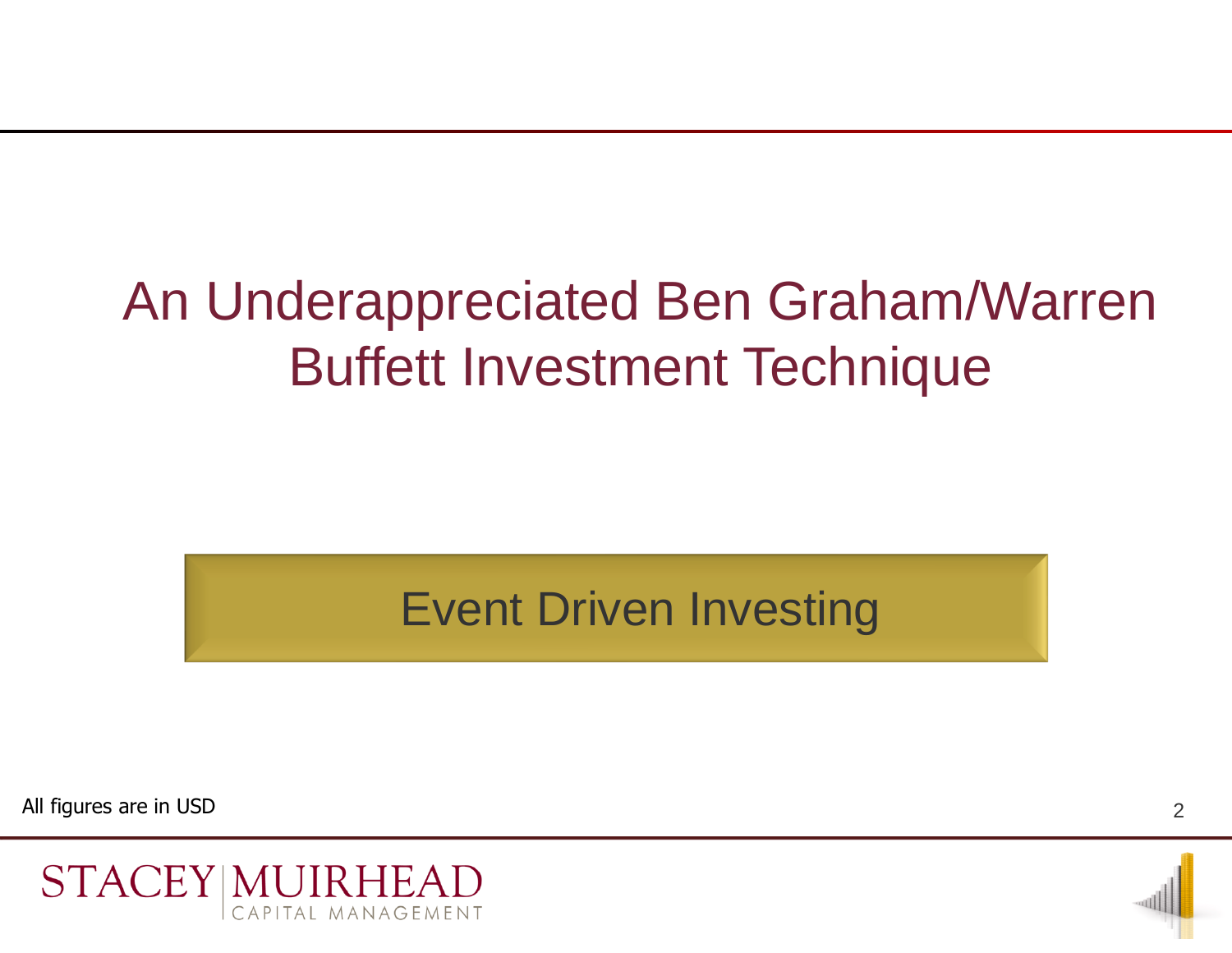# An Underappreciated Ben Graham/Warren Buffett Investment Technique

## Event Driven Investing

All figures are in USD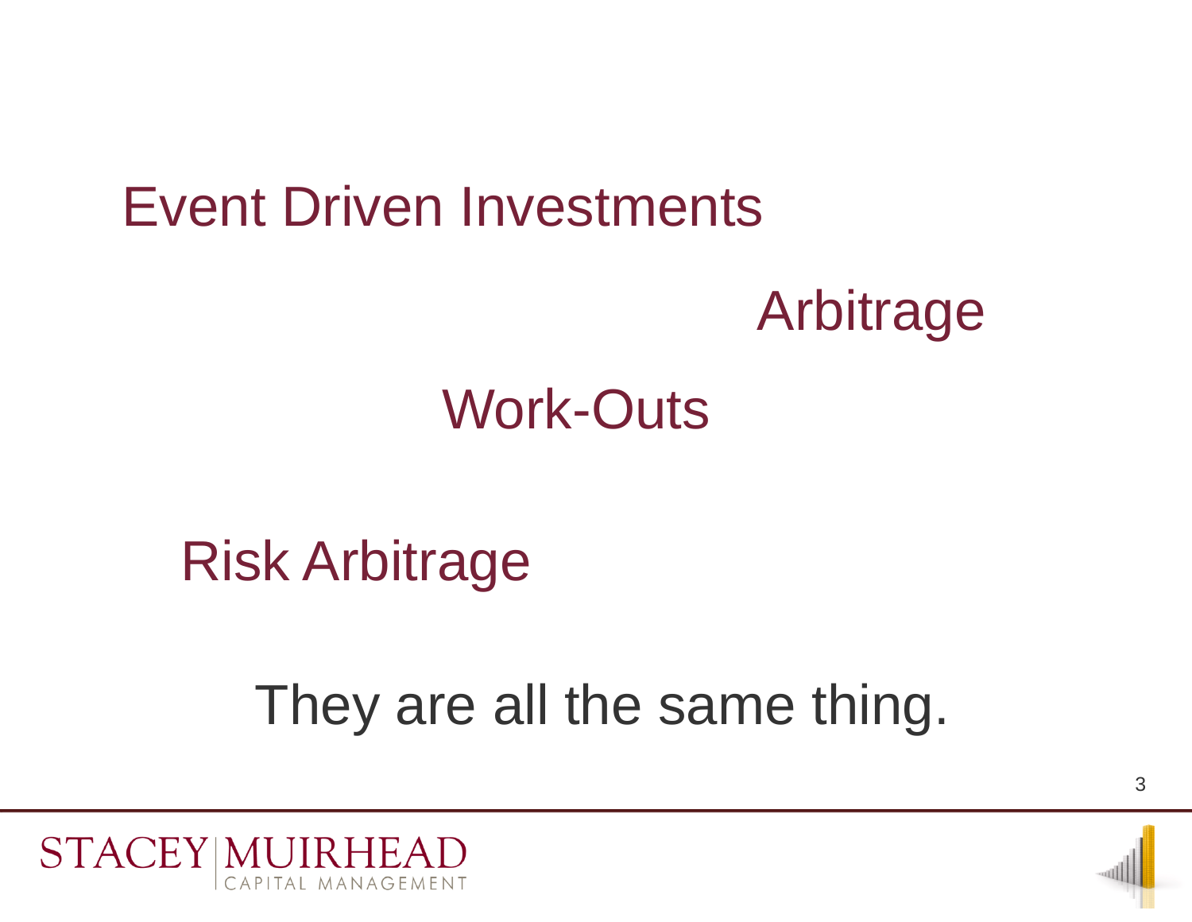Event Driven Investments

Arbitrage

Work-Outs

Risk Arbitrage

They are all the same thing.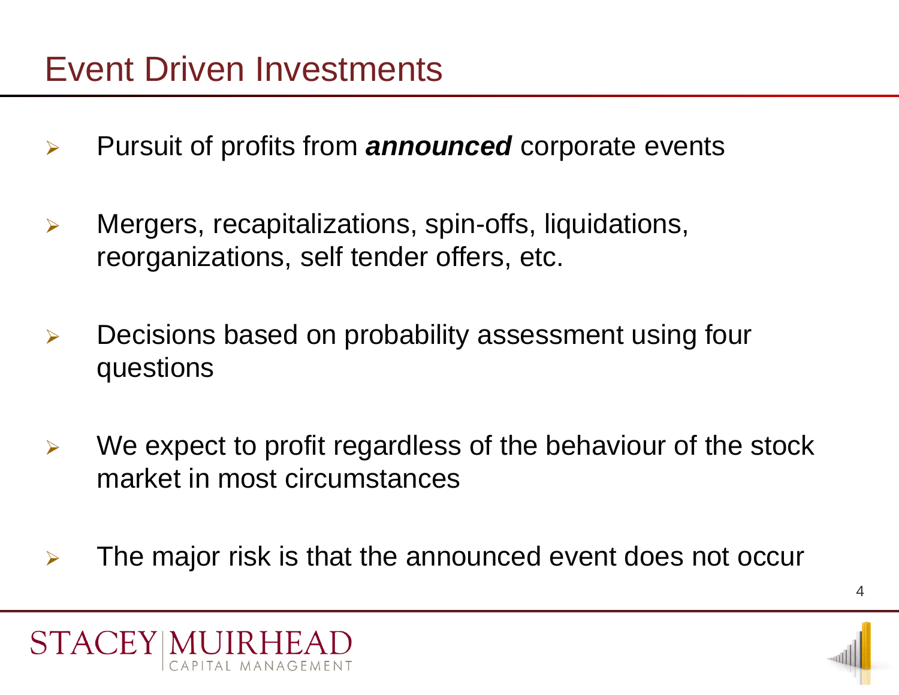# Event Driven Investments

- Pursuit of profits from ***announced*** corporate events
- Mergers, recapitalizations, spin-offs, liquidations, reorganizations, self tender offers, etc.
- Decisions based on probability assessment using four questions
- We expect to profit regardless of the behaviour of the stock market in most circumstances
- The major risk is that the announced event does not occur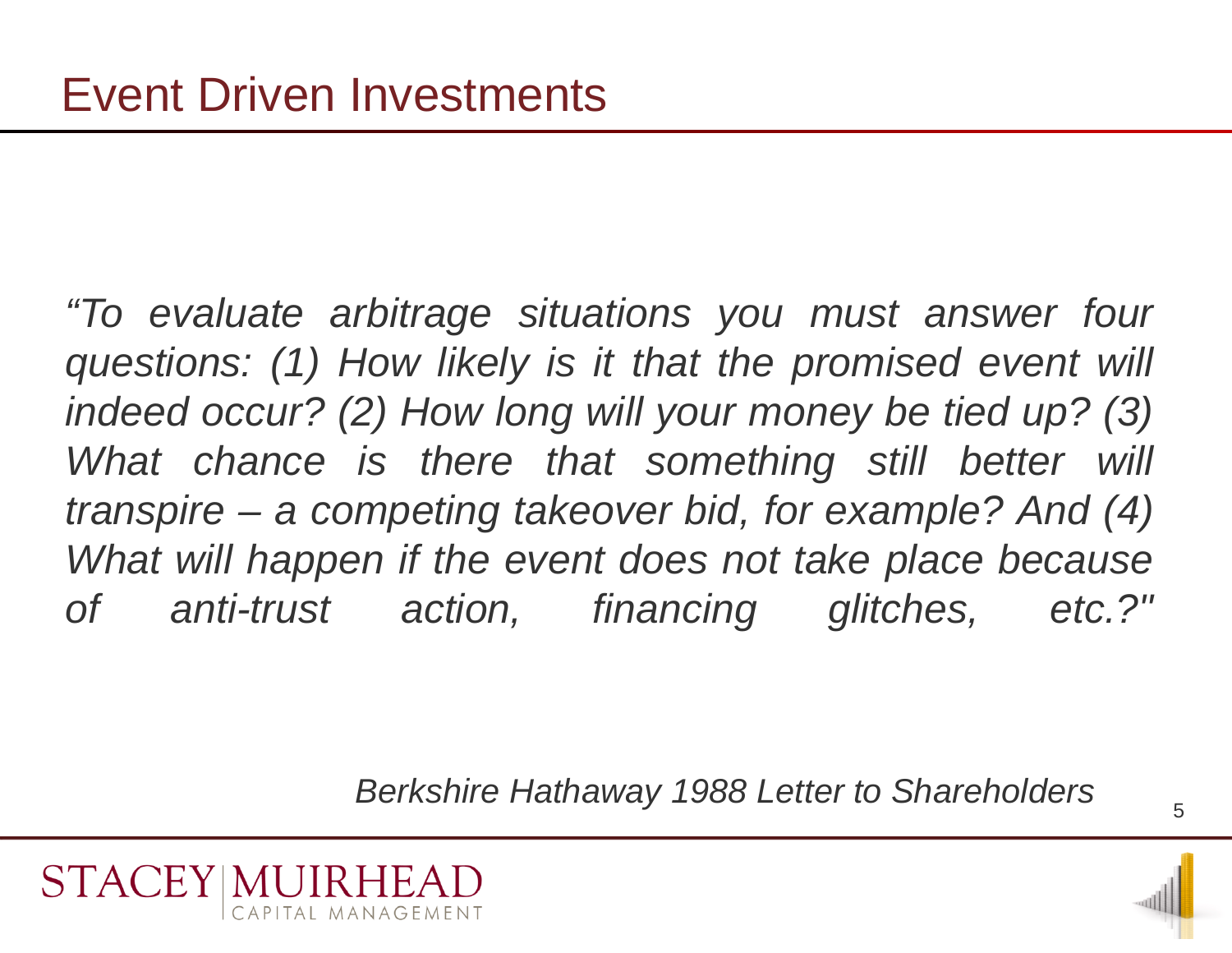# Event Driven Investments

*"To evaluate arbitrage situations you must answer four questions: (1) How likely is it that the promised event will indeed occur? (2) How long will your money be tied up? (3) What chance is there that something still better will transpire – a competing takeover bid, for example? And (4) What will happen if the event does not take place because of anti-trust action, financing glitches, etc.?"*

*Berkshire Hathaway 1988 Letter to Shareholders*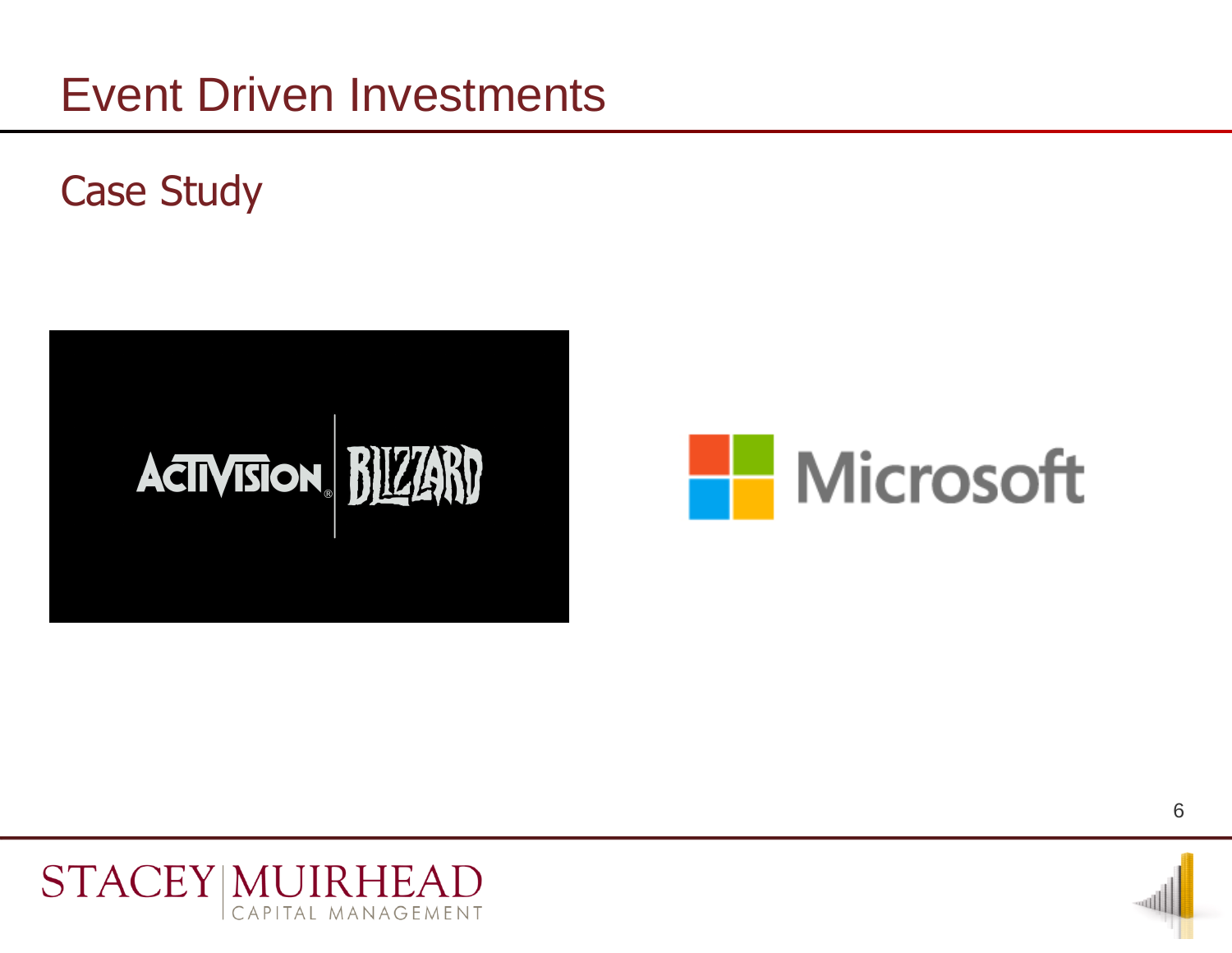# Event Driven Investments

## Case Study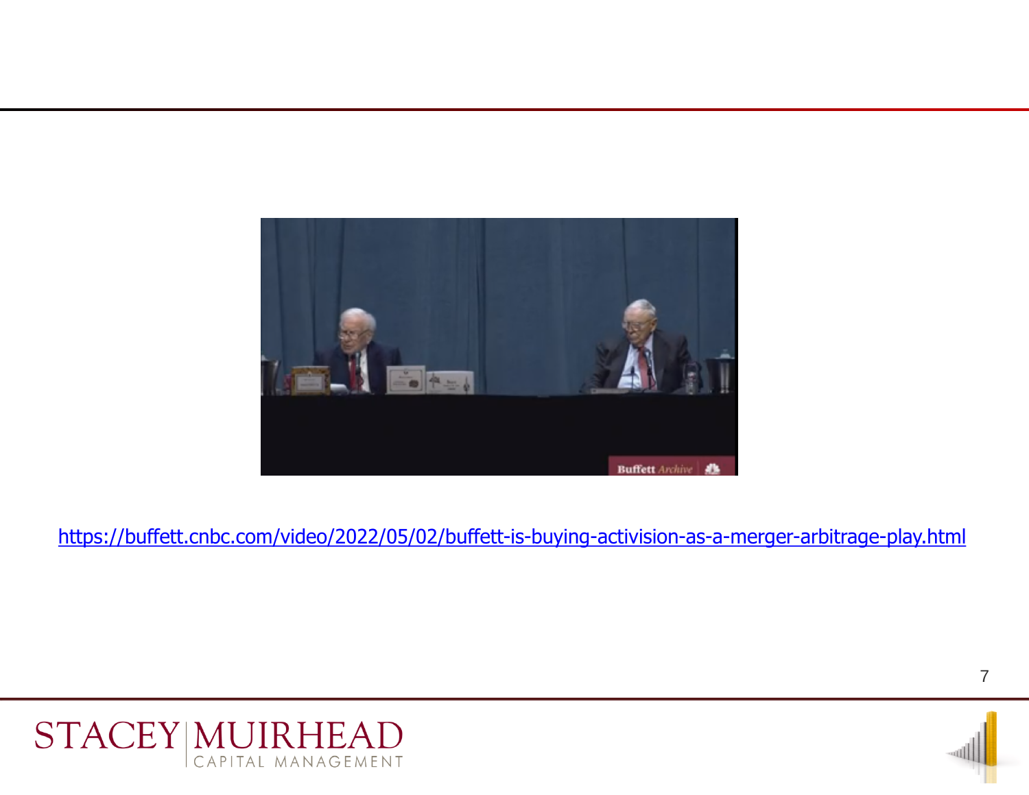https://buffett.cnbc.com/video/2022/05/02/buffett-is-buying-activision-as-a-merger-arbitrage-play.html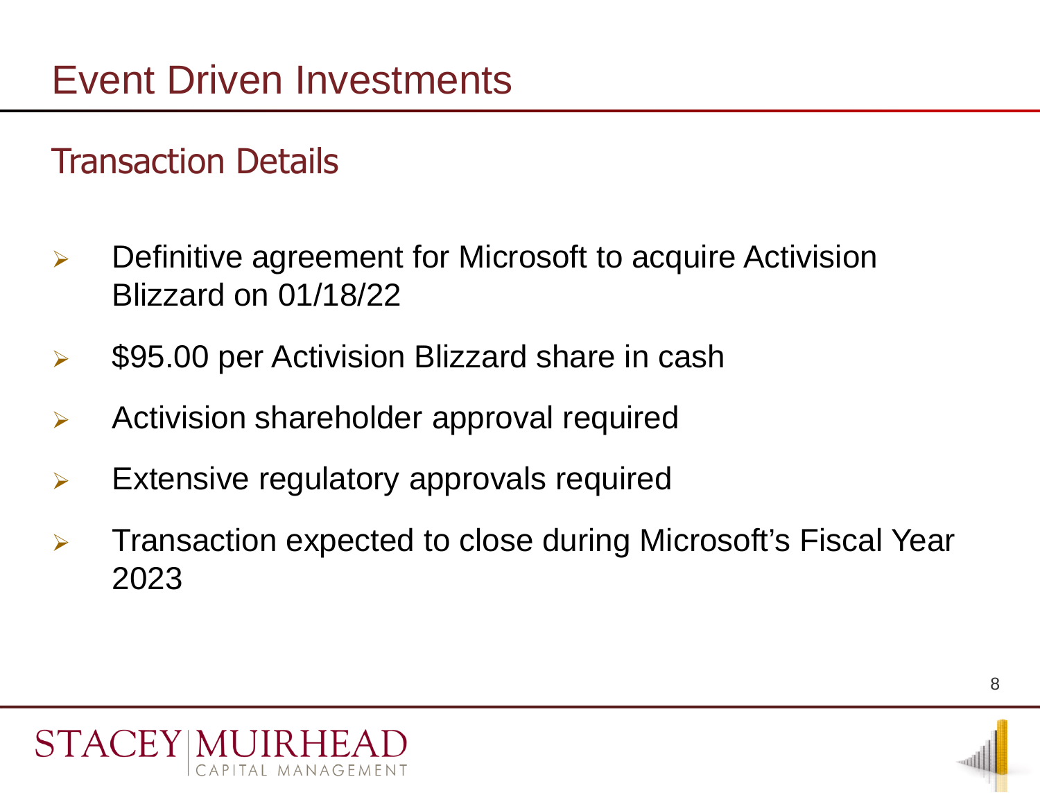# Event Driven Investments

## Transaction Details

- Definitive agreement for Microsoft to acquire Activision Blizzard on 01/18/22
- $95.00 per Activision Blizzard share in cash
- Activision shareholder approval required
- Extensive regulatory approvals required
- Transaction expected to close during Microsoft's Fiscal Year 2023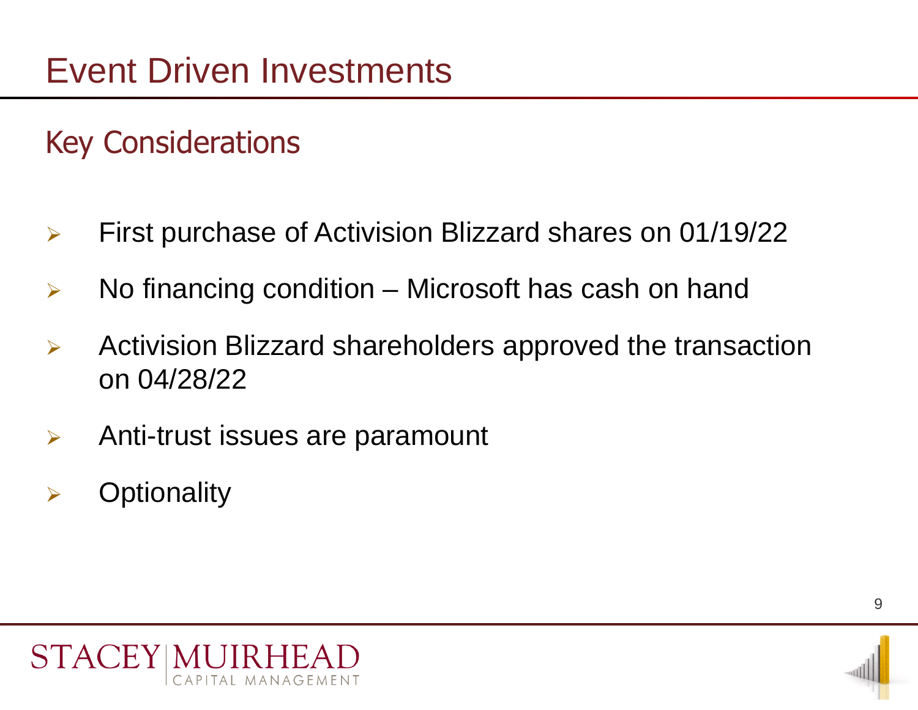# Event Driven Investments

## Key Considerations

- First purchase of Activision Blizzard shares on 01/19/22
- No financing condition – Microsoft has cash on hand
- Activision Blizzard shareholders approved the transaction on 04/28/22
- Anti-trust issues are paramount
- Optionality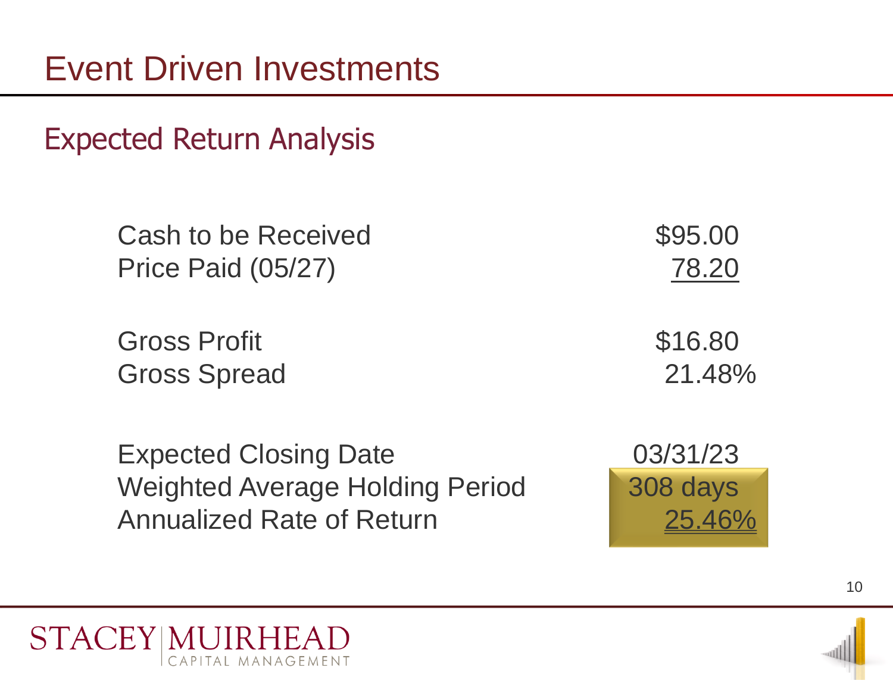# Event Driven Investments

## Expected Return Analysis

| | |
|---|---:|
| Cash to be Received | $95.00 |
| Price Paid (05/27) | 78.20 |
| | |
| Gross Profit | $16.80 |
| Gross Spread | 21.48% |
| | |
| Expected Closing Date | 03/31/23 |
| Weighted Average Holding Period | 308 days |
| Annualized Rate of Return | 25.46% |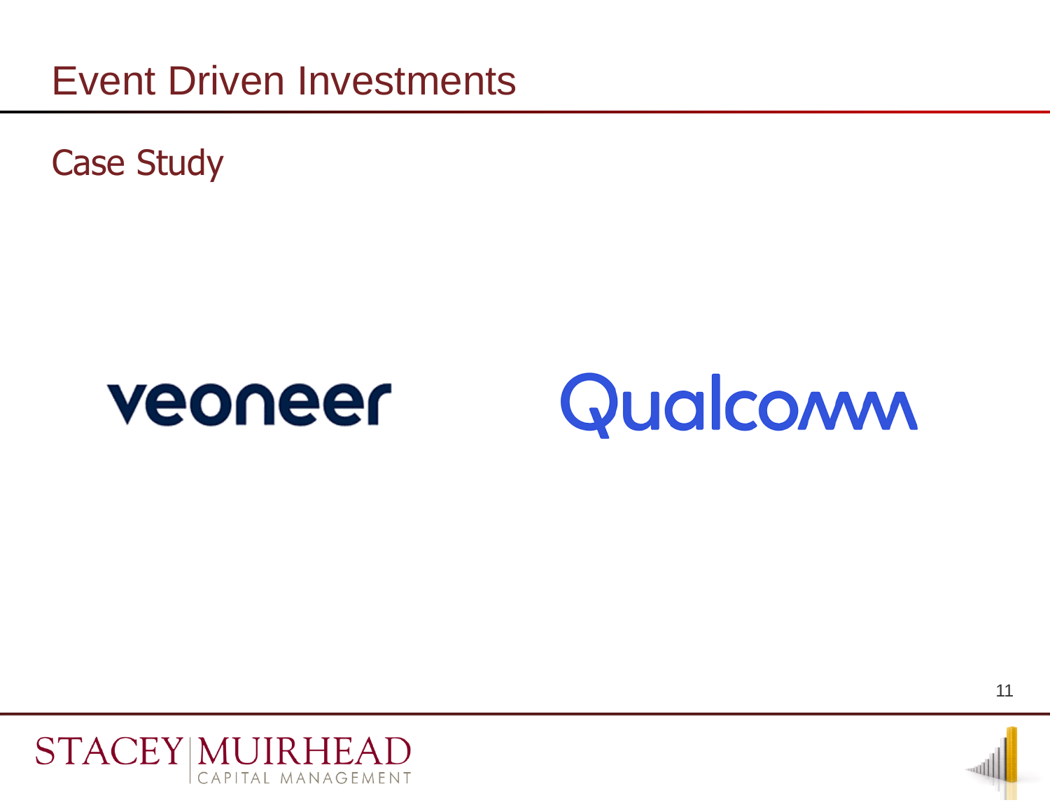# Event Driven Investments

## Case Study

veoneer

Qualcomm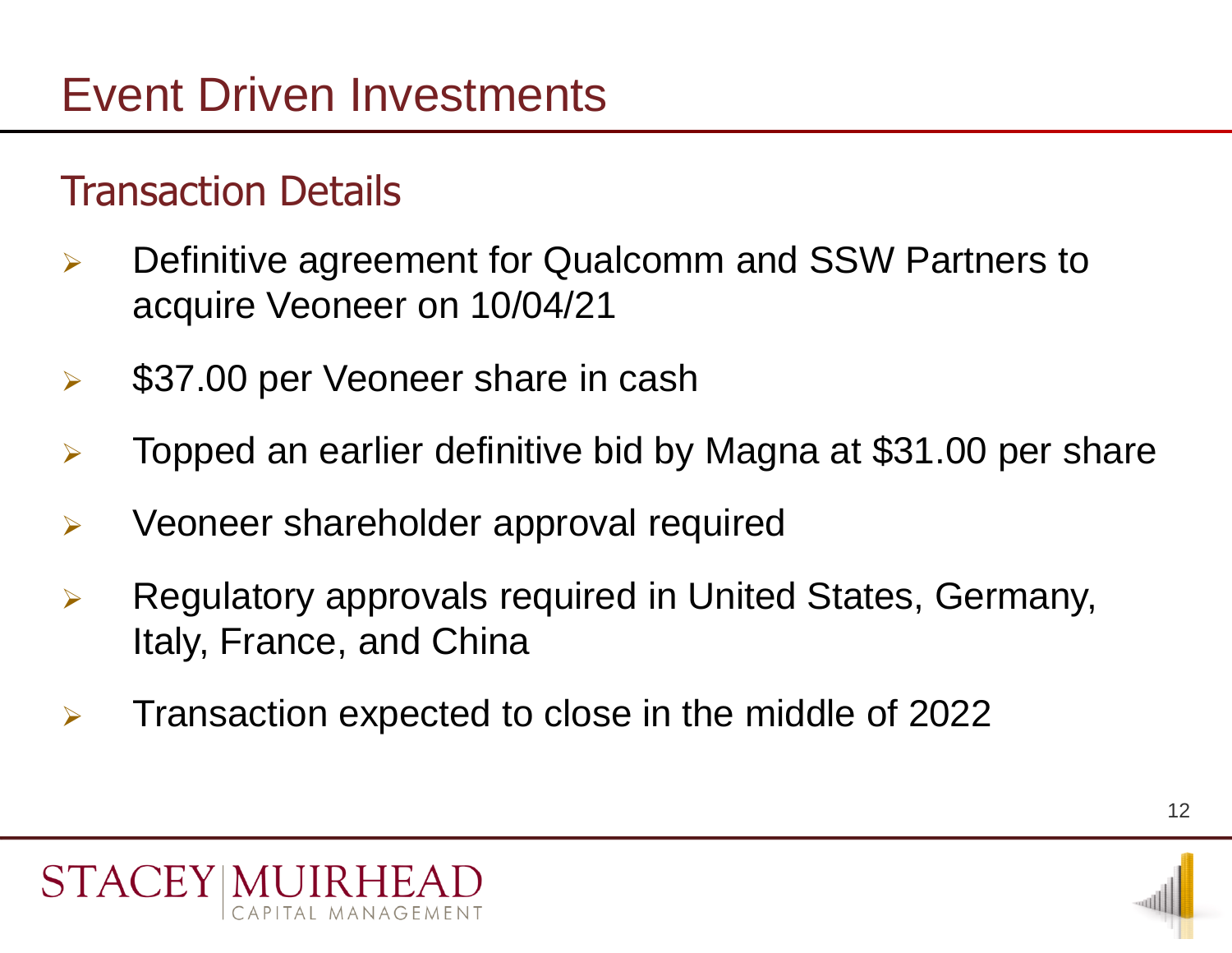# Event Driven Investments

## Transaction Details

- Definitive agreement for Qualcomm and SSW Partners to acquire Veoneer on 10/04/21
- $37.00 per Veoneer share in cash
- Topped an earlier definitive bid by Magna at $31.00 per share
- Veoneer shareholder approval required
- Regulatory approvals required in United States, Germany, Italy, France, and China
- Transaction expected to close in the middle of 2022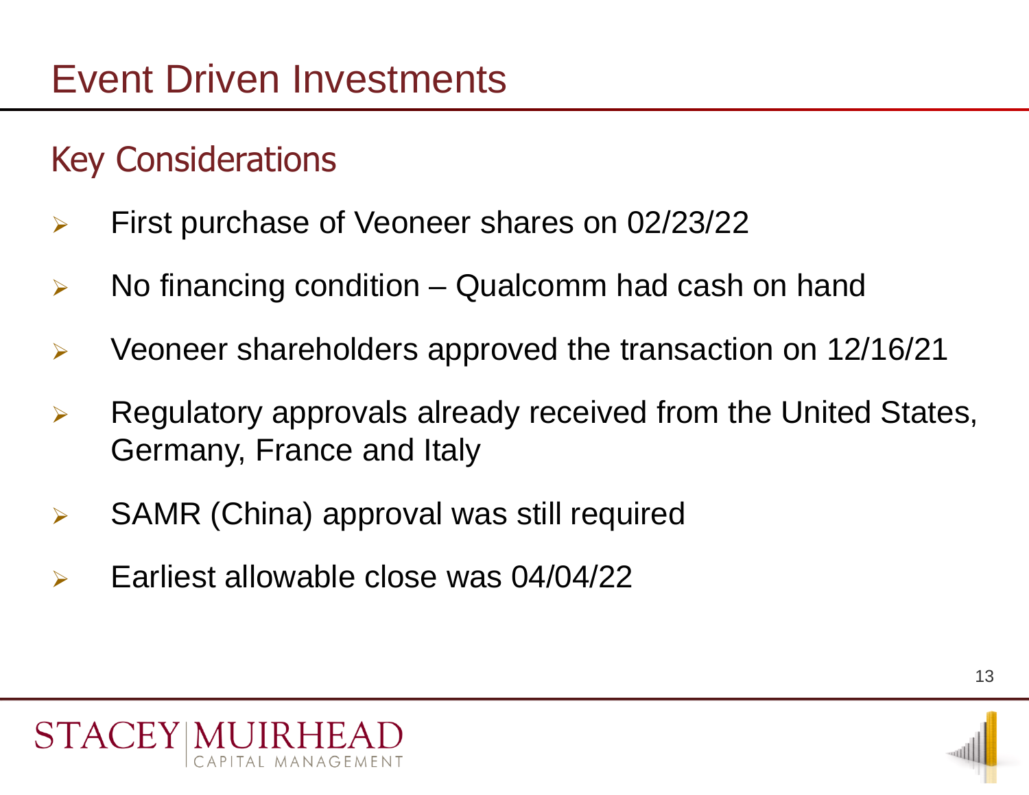# Event Driven Investments

## Key Considerations

- First purchase of Veoneer shares on 02/23/22
- No financing condition – Qualcomm had cash on hand
- Veoneer shareholders approved the transaction on 12/16/21
- Regulatory approvals already received from the United States, Germany, France and Italy
- SAMR (China) approval was still required
- Earliest allowable close was 04/04/22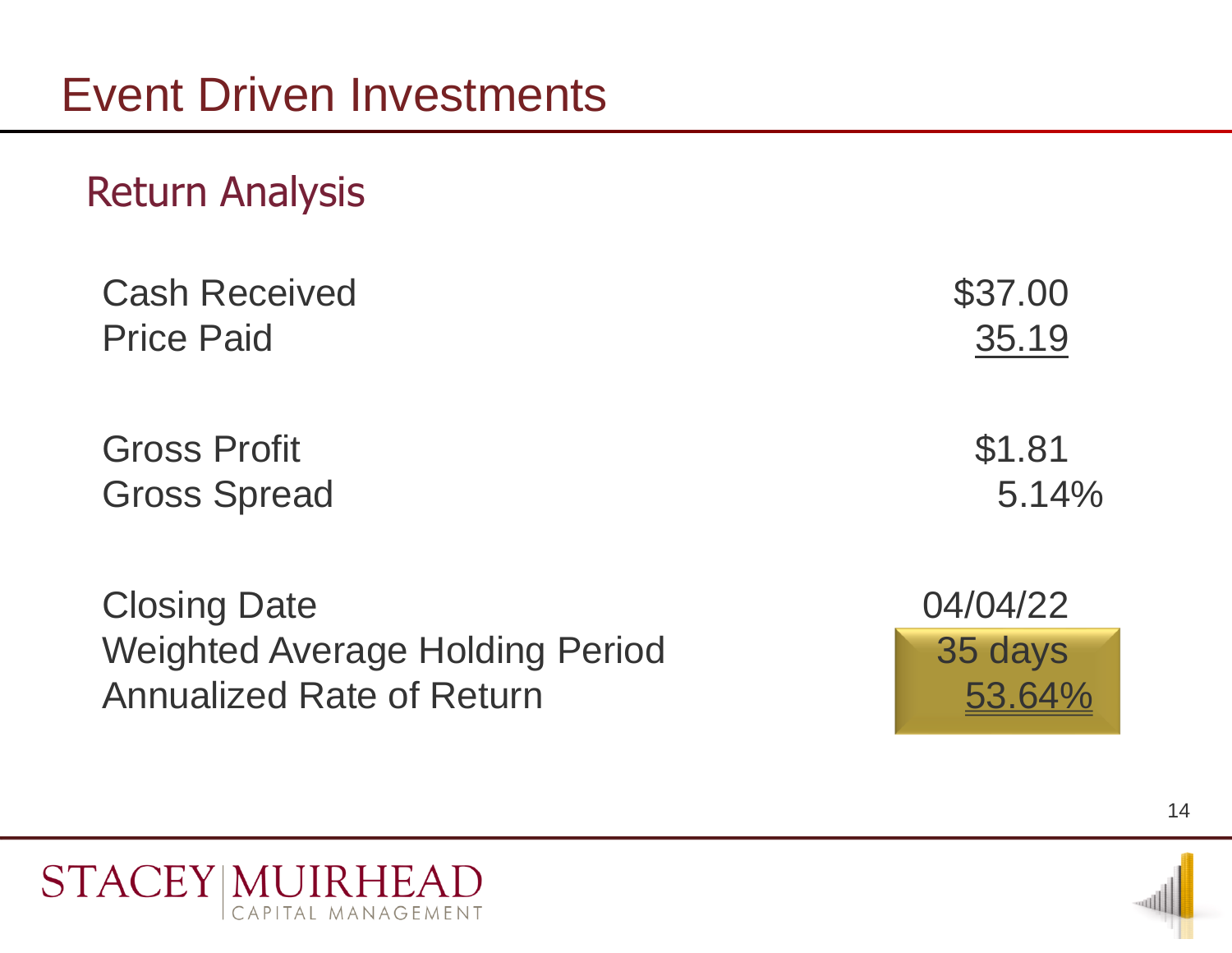# Event Driven Investments

## Return Analysis

| | |
|---|---|
| Cash Received | $37.00 |
| Price Paid | 35.19 |
| | |
| Gross Profit | $1.81 |
| Gross Spread | 5.14% |
| | |
| Closing Date | 04/04/22 |
| Weighted Average Holding Period | 35 days |
| Annualized Rate of Return | 53.64% |

STACEY MUIRHEAD
CAPITAL MANAGEMENT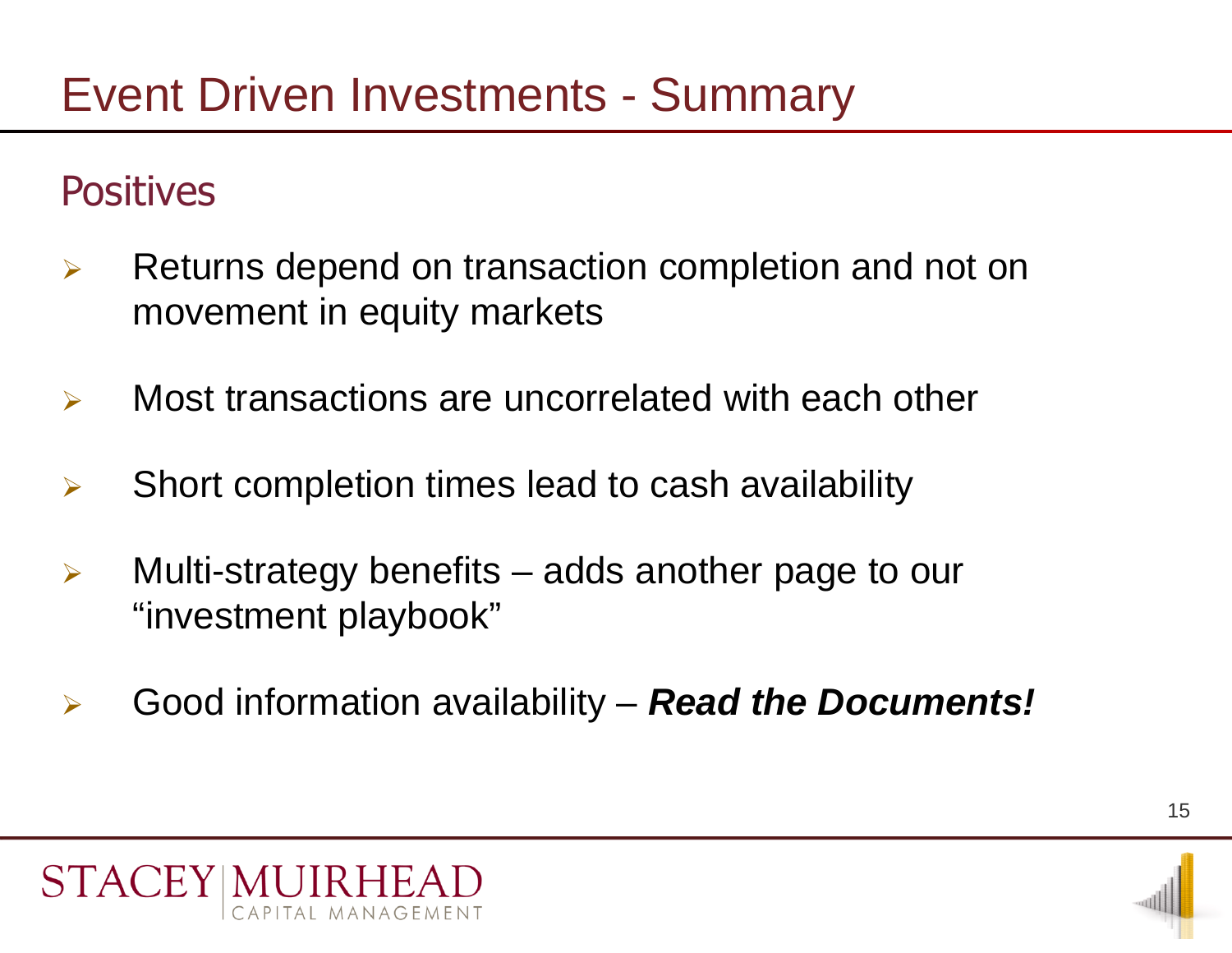# Event Driven Investments - Summary

## Positives

- Returns depend on transaction completion and not on movement in equity markets
- Most transactions are uncorrelated with each other
- Short completion times lead to cash availability
- Multi-strategy benefits – adds another page to our "investment playbook"
- Good information availability – ***Read the Documents!***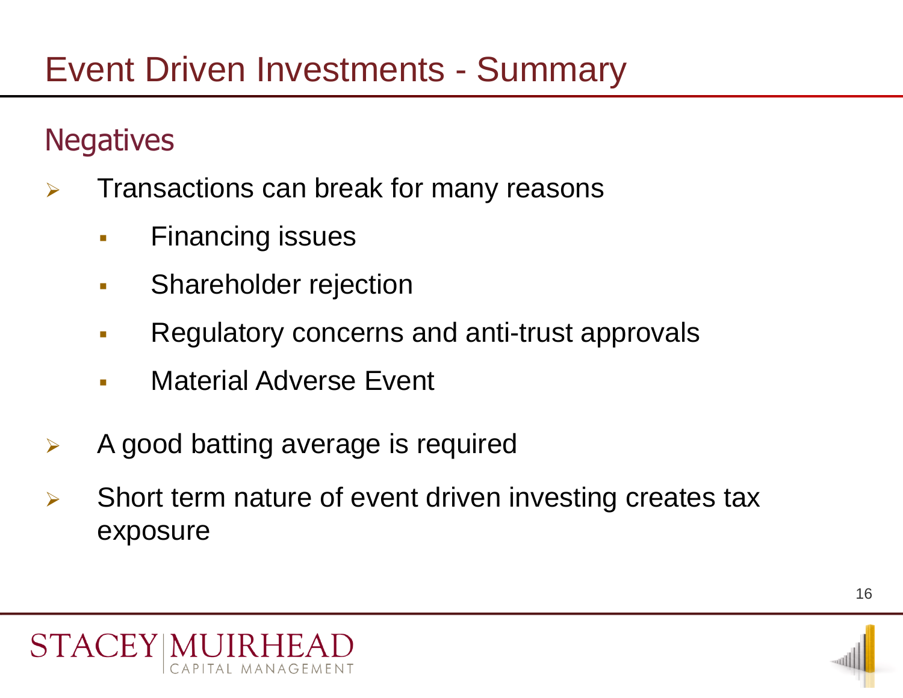# Event Driven Investments - Summary

## Negatives

- Transactions can break for many reasons
  - Financing issues
  - Shareholder rejection
  - Regulatory concerns and anti-trust approvals
  - Material Adverse Event
- A good batting average is required
- Short term nature of event driven investing creates tax exposure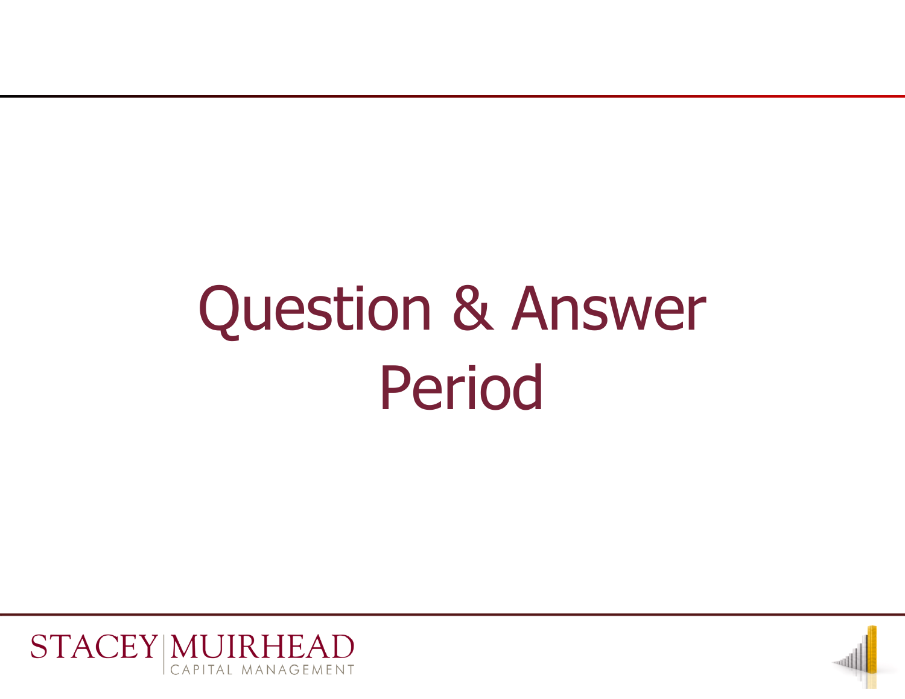# Question & Answer Period